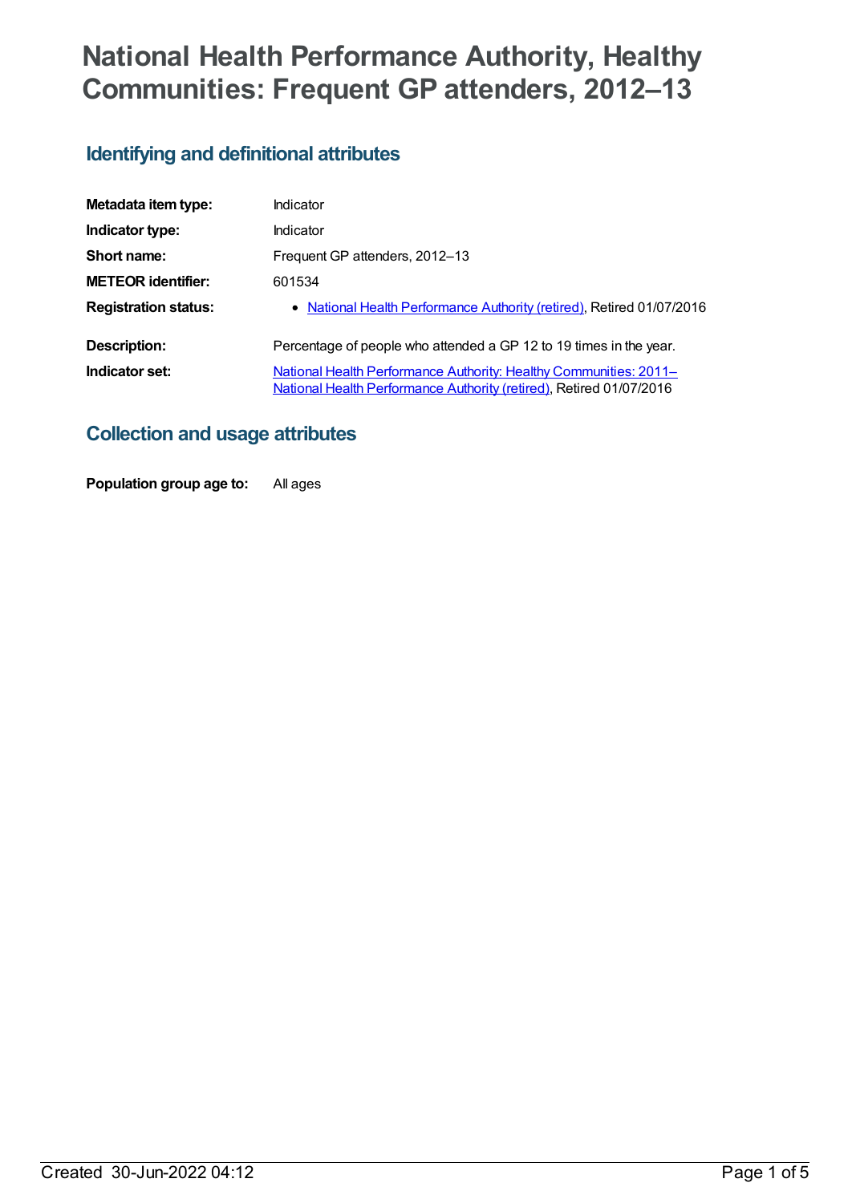# National Health Performance Authority, Healthy Communities: Frequent GP attenders, 2012–13

## Identifying and definitional attributes

| | |
|---|---|
| **Metadata item type:** | Indicator |
| **Indicator type:** | Indicator |
| **Short name:** | Frequent GP attenders, 2012–13 |
| **METEOR identifier:** | 601534 |
| **Registration status:** | • National Health Performance Authority (retired), Retired 01/07/2016 |
| **Description:** | Percentage of people who attended a GP 12 to 19 times in the year. |
| **Indicator set:** | National Health Performance Authority: Healthy Communities: 2011– National Health Performance Authority (retired), Retired 01/07/2016 |

## Collection and usage attributes

| | |
|---|---|
| **Population group age to:** | All ages |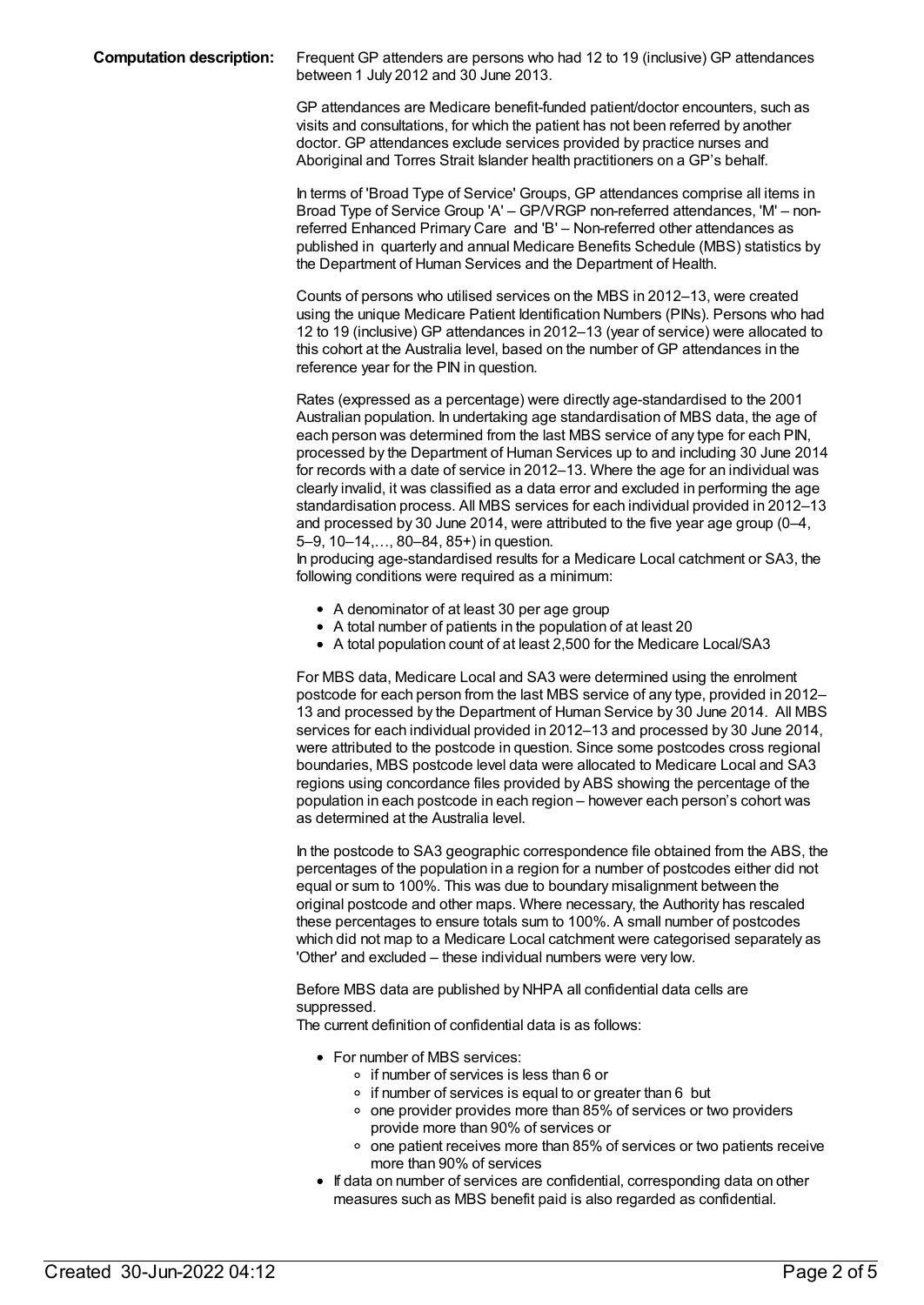**Computation description:** Frequent GP attenders are persons who had 12 to 19 (inclusive) GP attendances between 1 July 2012 and 30 June 2013.

GP attendances are Medicare benefit-funded patient/doctor encounters, such as visits and consultations, for which the patient has not been referred by another doctor. GP attendances exclude services provided by practice nurses and Aboriginal and Torres Strait Islander health practitioners on a GP's behalf.

In terms of 'Broad Type of Service' Groups, GP attendances comprise all items in Broad Type of Service Group 'A' – GP/VRGP non-referred attendances, 'M' – non-referred Enhanced Primary Care and 'B' – Non-referred other attendances as published in quarterly and annual Medicare Benefits Schedule (MBS) statistics by the Department of Human Services and the Department of Health.

Counts of persons who utilised services on the MBS in 2012–13, were created using the unique Medicare Patient Identification Numbers (PINs). Persons who had 12 to 19 (inclusive) GP attendances in 2012–13 (year of service) were allocated to this cohort at the Australia level, based on the number of GP attendances in the reference year for the PIN in question.

Rates (expressed as a percentage) were directly age-standardised to the 2001 Australian population. In undertaking age standardisation of MBS data, the age of each person was determined from the last MBS service of any type for each PIN, processed by the Department of Human Services up to and including 30 June 2014 for records with a date of service in 2012–13. Where the age for an individual was clearly invalid, it was classified as a data error and excluded in performing the age standardisation process. All MBS services for each individual provided in 2012–13 and processed by 30 June 2014, were attributed to the five year age group (0–4, 5–9, 10–14,…, 80–84, 85+) in question.
In producing age-standardised results for a Medicare Local catchment or SA3, the following conditions were required as a minimum:

- A denominator of at least 30 per age group
- A total number of patients in the population of at least 20
- A total population count of at least 2,500 for the Medicare Local/SA3

For MBS data, Medicare Local and SA3 were determined using the enrolment postcode for each person from the last MBS service of any type, provided in 2012–13 and processed by the Department of Human Service by 30 June 2014. All MBS services for each individual provided in 2012–13 and processed by 30 June 2014, were attributed to the postcode in question. Since some postcodes cross regional boundaries, MBS postcode level data were allocated to Medicare Local and SA3 regions using concordance files provided by ABS showing the percentage of the population in each postcode in each region – however each person's cohort was as determined at the Australia level.

In the postcode to SA3 geographic correspondence file obtained from the ABS, the percentages of the population in a region for a number of postcodes either did not equal or sum to 100%. This was due to boundary misalignment between the original postcode and other maps. Where necessary, the Authority has rescaled these percentages to ensure totals sum to 100%. A small number of postcodes which did not map to a Medicare Local catchment were categorised separately as 'Other' and excluded – these individual numbers were very low.

Before MBS data are published by NHPA all confidential data cells are suppressed.
The current definition of confidential data is as follows:

- For number of MBS services:
  - if number of services is less than 6 or
  - if number of services is equal to or greater than 6 but
  - one provider provides more than 85% of services or two providers provide more than 90% of services or
  - one patient receives more than 85% of services or two patients receive more than 90% of services
- If data on number of services are confidential, corresponding data on other measures such as MBS benefit paid is also regarded as confidential.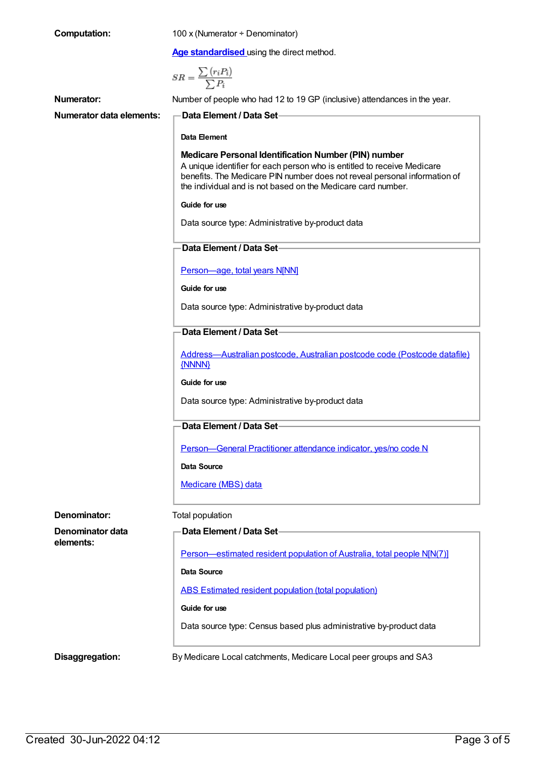**Computation:** 100 x (Numerator ÷ Denominator)

**Age standardised** using the direct method.

$$SR = \frac{\sum (r_i P_i)}{\sum P_i}$$

**Numerator:** Number of people who had 12 to 19 GP (inclusive) attendances in the year.

**Numerator data elements:**

**Data Element / Data Set**

**Data Element**

**Medicare Personal Identification Number (PIN) number**

A unique identifier for each person who is entitled to receive Medicare benefits. The Medicare PIN number does not reveal personal information of the individual and is not based on the Medicare card number.

**Guide for use**

Data source type: Administrative by-product data

**Data Element / Data Set**

Person—age, total years N[NN]

**Guide for use**

Data source type: Administrative by-product data

**Data Element / Data Set**

Address—Australian postcode, Australian postcode code (Postcode datafile) {NNNN}

**Guide for use**

Data source type: Administrative by-product data

**Data Element / Data Set**

Person—General Practitioner attendance indicator, yes/no code N

**Data Source**

Medicare (MBS) data

**Denominator:** Total population

**Denominator data elements:**

**Data Element / Data Set**

Person—estimated resident population of Australia, total people N[N(7)]

**Data Source**

ABS Estimated resident population (total population)

**Guide for use**

Data source type: Census based plus administrative by-product data

**Disaggregation:** By Medicare Local catchments, Medicare Local peer groups and SA3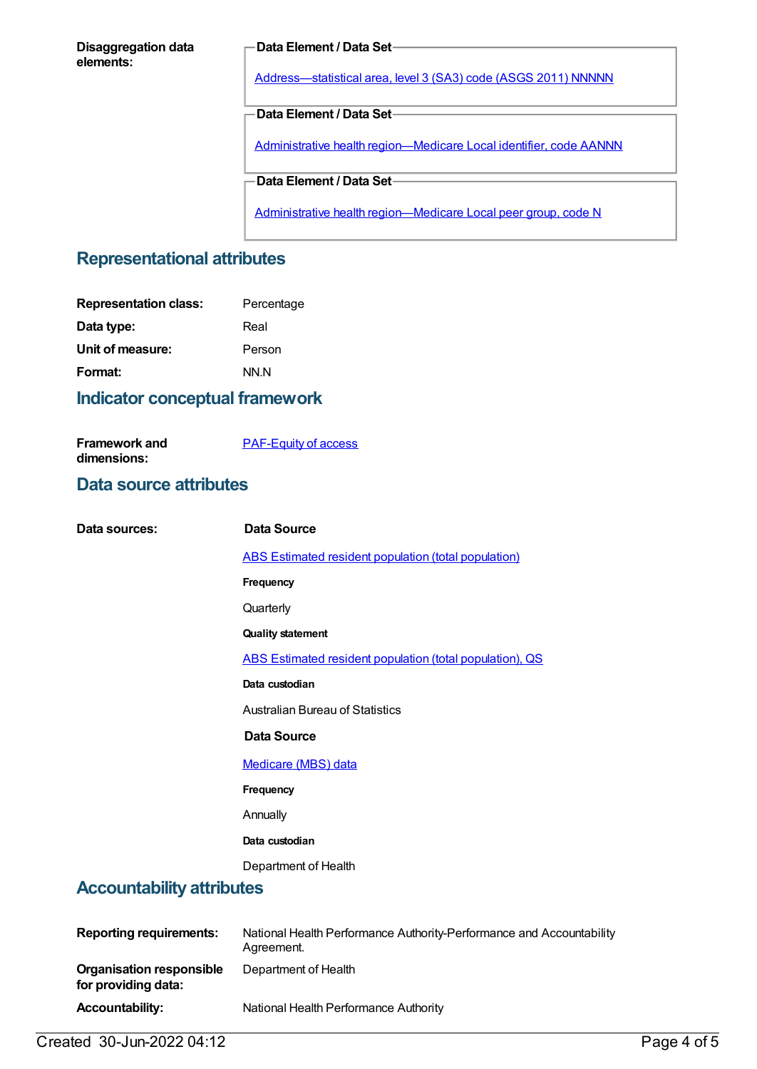**Disaggregation data elements:**

**Data Element / Data Set**

Address—statistical area, level 3 (SA3) code (ASGS 2011) NNNNN

**Data Element / Data Set**

Administrative health region—Medicare Local identifier, code AANNN

**Data Element / Data Set**

Administrative health region—Medicare Local peer group, code N

## Representational attributes

**Representation class:** Percentage

**Data type:** Real

**Unit of measure:** Person

**Format:** NN.N

## Indicator conceptual framework

**Framework and dimensions:** PAF-Equity of access

## Data source attributes

**Data sources:**

**Data Source**

ABS Estimated resident population (total population)

**Frequency**

Quarterly

**Quality statement**

ABS Estimated resident population (total population), QS

**Data custodian**

Australian Bureau of Statistics

**Data Source**

Medicare (MBS) data

**Frequency**

Annually

**Data custodian**

Department of Health

## Accountability attributes

**Reporting requirements:** National Health Performance Authority-Performance and Accountability Agreement.

**Organisation responsible for providing data:** Department of Health

**Accountability:** National Health Performance Authority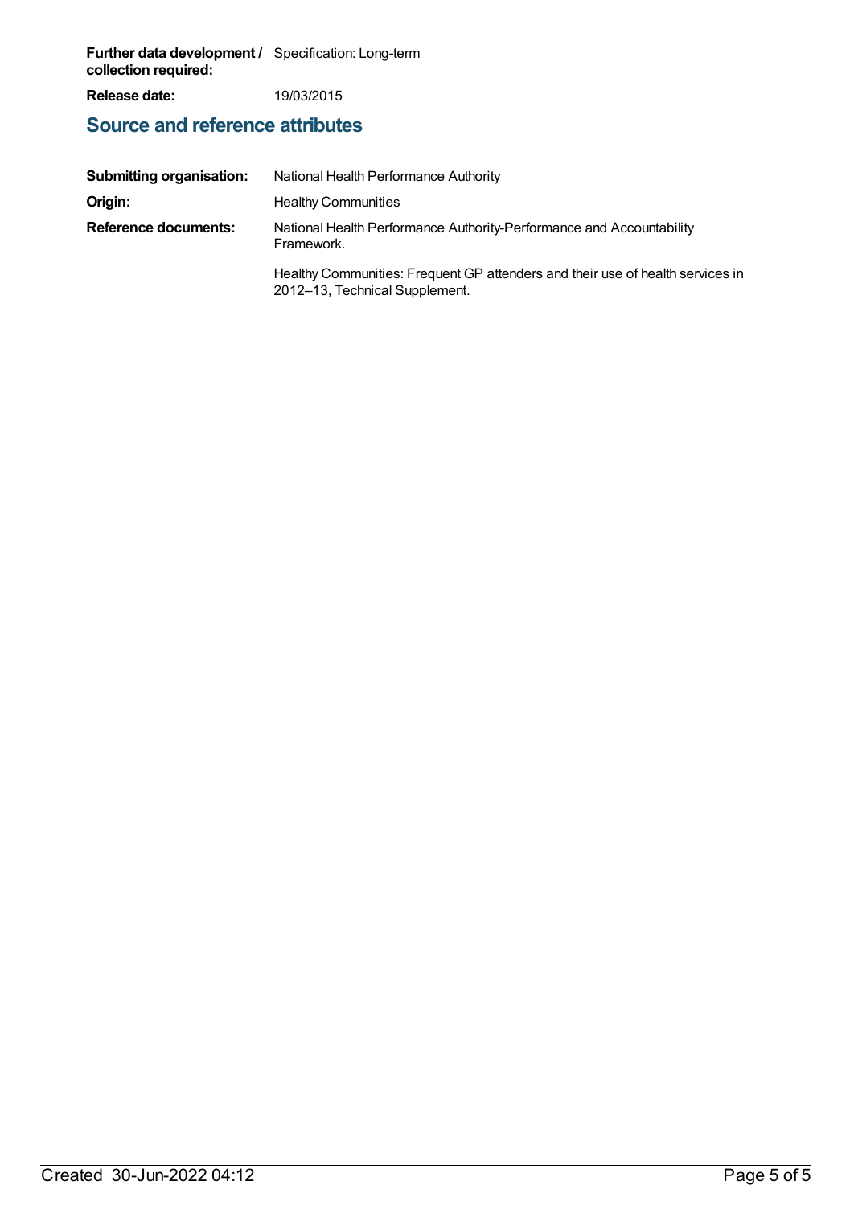**Further data development / collection required:** Specification: Long-term

**Release date:** 19/03/2015

## Source and reference attributes

**Submitting organisation:** National Health Performance Authority

**Origin:** Healthy Communities

**Reference documents:** National Health Performance Authority-Performance and Accountability Framework.

Healthy Communities: Frequent GP attenders and their use of health services in 2012–13, Technical Supplement.